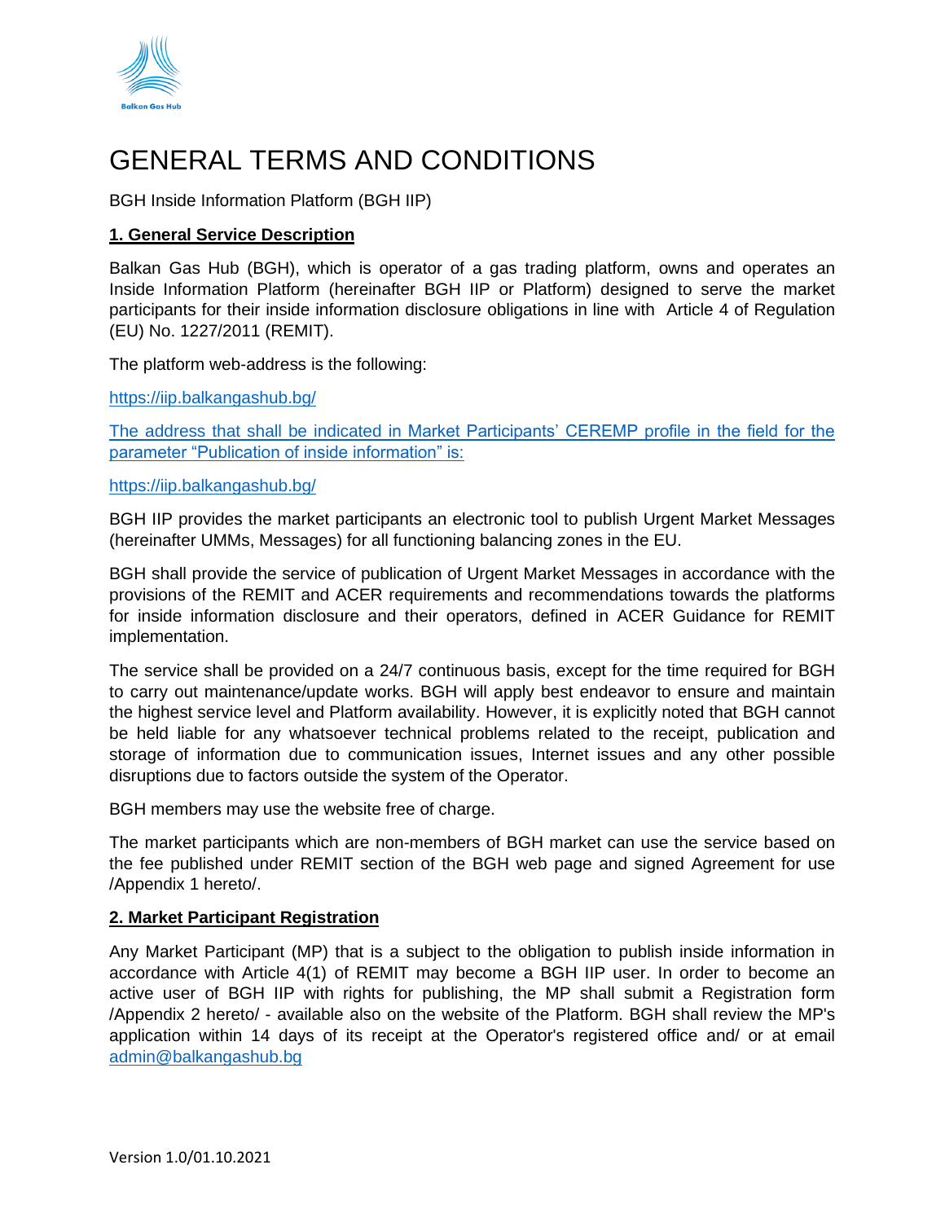# GENERAL TERMS AND CONDITIONS

BGH Inside Information Platform (BGH IIP)

## 1. General Service Description

Balkan Gas Hub (BGH), which is operator of a gas trading platform, owns and operates an Inside Information Platform (hereinafter BGH IIP or Platform) designed to serve the market participants for their inside information disclosure obligations in line with Article 4 of Regulation (EU) No. 1227/2011 (REMIT).

The platform web-address is the following:

https://iip.balkangashub.bg/

The address that shall be indicated in Market Participants' CEREMP profile in the field for the parameter "Publication of inside information" is:

https://iip.balkangashub.bg/

BGH IIP provides the market participants an electronic tool to publish Urgent Market Messages (hereinafter UMMs, Messages) for all functioning balancing zones in the EU.

BGH shall provide the service of publication of Urgent Market Messages in accordance with the provisions of the REMIT and ACER requirements and recommendations towards the platforms for inside information disclosure and their operators, defined in ACER Guidance for REMIT implementation.

The service shall be provided on a 24/7 continuous basis, except for the time required for BGH to carry out maintenance/update works. BGH will apply best endeavor to ensure and maintain the highest service level and Platform availability. However, it is explicitly noted that BGH cannot be held liable for any whatsoever technical problems related to the receipt, publication and storage of information due to communication issues, Internet issues and any other possible disruptions due to factors outside the system of the Operator.

BGH members may use the website free of charge.

The market participants which are non-members of BGH market can use the service based on the fee published under REMIT section of the BGH web page and signed Agreement for use /Appendix 1 hereto/.

## 2. Market Participant Registration

Any Market Participant (MP) that is a subject to the obligation to publish inside information in accordance with Article 4(1) of REMIT may become a BGH IIP user. In order to become an active user of BGH IIP with rights for publishing, the MP shall submit a Registration form /Appendix 2 hereto/ - available also on the website of the Platform. BGH shall review the MP's application within 14 days of its receipt at the Operator's registered office and/ or at email admin@balkangashub.bg

Version 1.0/01.10.2021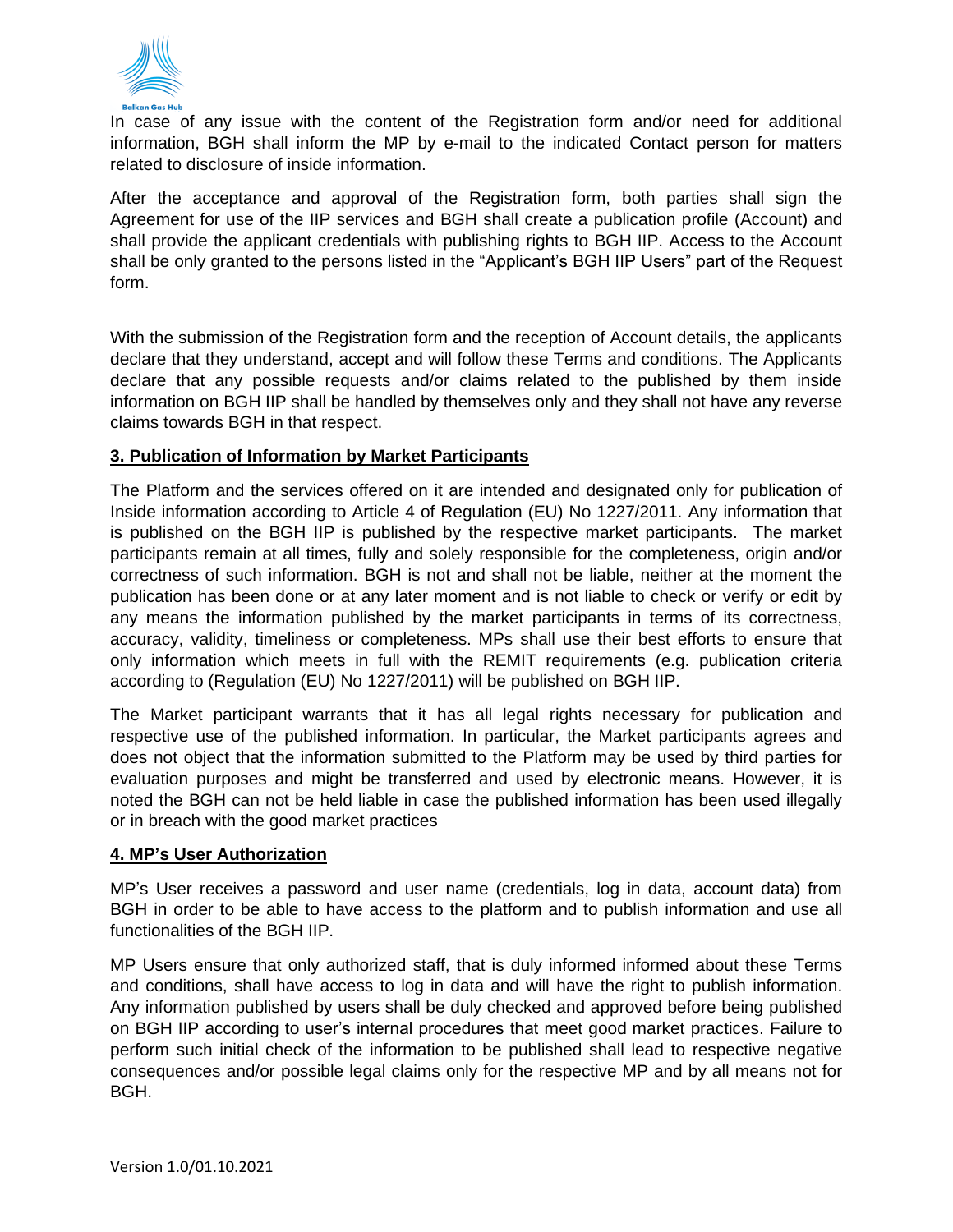In case of any issue with the content of the Registration form and/or need for additional information, BGH shall inform the MP by e-mail to the indicated Contact person for matters related to disclosure of inside information.

After the acceptance and approval of the Registration form, both parties shall sign the Agreement for use of the IIP services and BGH shall create a publication profile (Account) and shall provide the applicant credentials with publishing rights to BGH IIP. Access to the Account shall be only granted to the persons listed in the "Applicant's BGH IIP Users" part of the Request form.

With the submission of the Registration form and the reception of Account details, the applicants declare that they understand, accept and will follow these Terms and conditions. The Applicants declare that any possible requests and/or claims related to the published by them inside information on BGH IIP shall be handled by themselves only and they shall not have any reverse claims towards BGH in that respect.

## 3. Publication of Information by Market Participants

The Platform and the services offered on it are intended and designated only for publication of Inside information according to Article 4 of Regulation (EU) No 1227/2011. Any information that is published on the BGH IIP is published by the respective market participants. The market participants remain at all times, fully and solely responsible for the completeness, origin and/or correctness of such information. BGH is not and shall not be liable, neither at the moment the publication has been done or at any later moment and is not liable to check or verify or edit by any means the information published by the market participants in terms of its correctness, accuracy, validity, timeliness or completeness. MPs shall use their best efforts to ensure that only information which meets in full with the REMIT requirements (e.g. publication criteria according to (Regulation (EU) No 1227/2011) will be published on BGH IIP.

The Market participant warrants that it has all legal rights necessary for publication and respective use of the published information. In particular, the Market participants agrees and does not object that the information submitted to the Platform may be used by third parties for evaluation purposes and might be transferred and used by electronic means. However, it is noted the BGH can not be held liable in case the published information has been used illegally or in breach with the good market practices

## 4. MP's User Authorization

MP's User receives a password and user name (credentials, log in data, account data) from BGH in order to be able to have access to the platform and to publish information and use all functionalities of the BGH IIP.

MP Users ensure that only authorized staff, that is duly informed informed about these Terms and conditions, shall have access to log in data and will have the right to publish information. Any information published by users shall be duly checked and approved before being published on BGH IIP according to user's internal procedures that meet good market practices. Failure to perform such initial check of the information to be published shall lead to respective negative consequences and/or possible legal claims only for the respective MP and by all means not for BGH.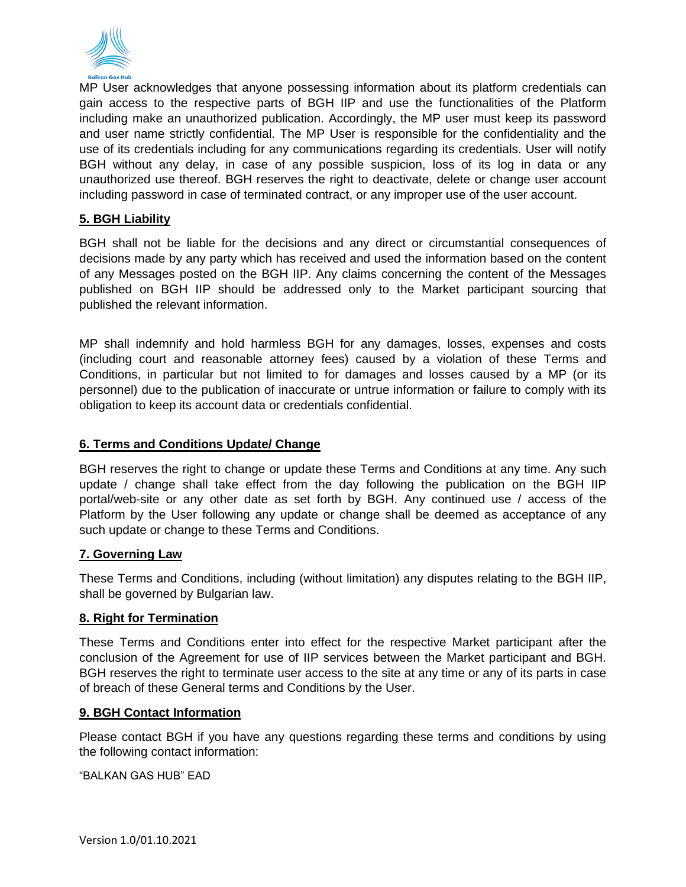MP User acknowledges that anyone possessing information about its platform credentials can gain access to the respective parts of BGH IIP and use the functionalities of the Platform including make an unauthorized publication. Accordingly, the MP user must keep its password and user name strictly confidential. The MP User is responsible for the confidentiality and the use of its credentials including for any communications regarding its credentials. User will notify BGH without any delay, in case of any possible suspicion, loss of its log in data or any unauthorized use thereof. BGH reserves the right to deactivate, delete or change user account including password in case of terminated contract, or any improper use of the user account.

## 5. BGH Liability

BGH shall not be liable for the decisions and any direct or circumstantial consequences of decisions made by any party which has received and used the information based on the content of any Messages posted on the BGH IIP. Any claims concerning the content of the Messages published on BGH IIP should be addressed only to the Market participant sourcing that published the relevant information.

MP shall indemnify and hold harmless BGH for any damages, losses, expenses and costs (including court and reasonable attorney fees) caused by a violation of these Terms and Conditions, in particular but not limited to for damages and losses caused by a MP (or its personnel) due to the publication of inaccurate or untrue information or failure to comply with its obligation to keep its account data or credentials confidential.

## 6. Terms and Conditions Update/ Change

BGH reserves the right to change or update these Terms and Conditions at any time. Any such update / change shall take effect from the day following the publication on the BGH IIP portal/web-site or any other date as set forth by BGH. Any continued use / access of the Platform by the User following any update or change shall be deemed as acceptance of any such update or change to these Terms and Conditions.

## 7. Governing Law

These Terms and Conditions, including (without limitation) any disputes relating to the BGH IIP, shall be governed by Bulgarian law.

## 8. Right for Termination

These Terms and Conditions enter into effect for the respective Market participant after the conclusion of the Agreement for use of IIP services between the Market participant and BGH. BGH reserves the right to terminate user access to the site at any time or any of its parts in case of breach of these General terms and Conditions by the User.

## 9. BGH Contact Information

Please contact BGH if you have any questions regarding these terms and conditions by using the following contact information:

"BALKAN GAS HUB" EAD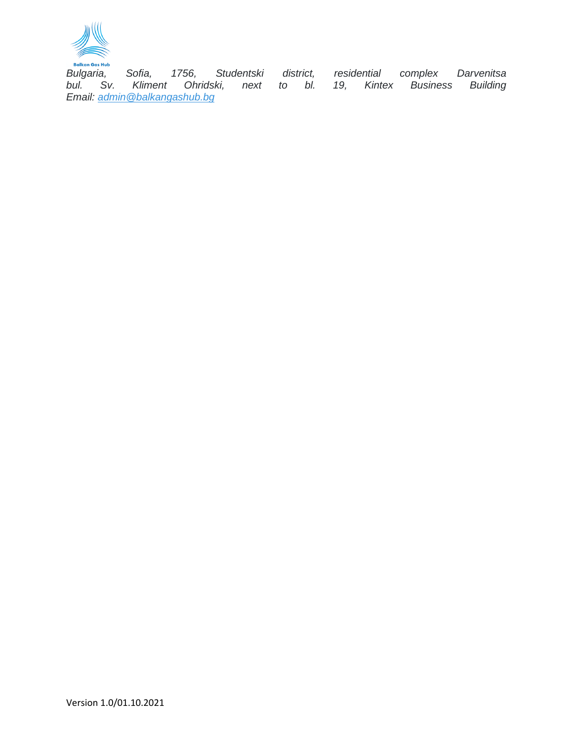Balkan Gas Hub

*Bulgaria, Sofia, 1756, Studentski district, residential complex Darvenitsa bul. Sv. Kliment Ohridski, next to bl. 19, Kintex Business Building*
*Email: [admin@balkangashub.bg](mailto:admin@balkangashub.bg)*

Version 1.0/01.10.2021